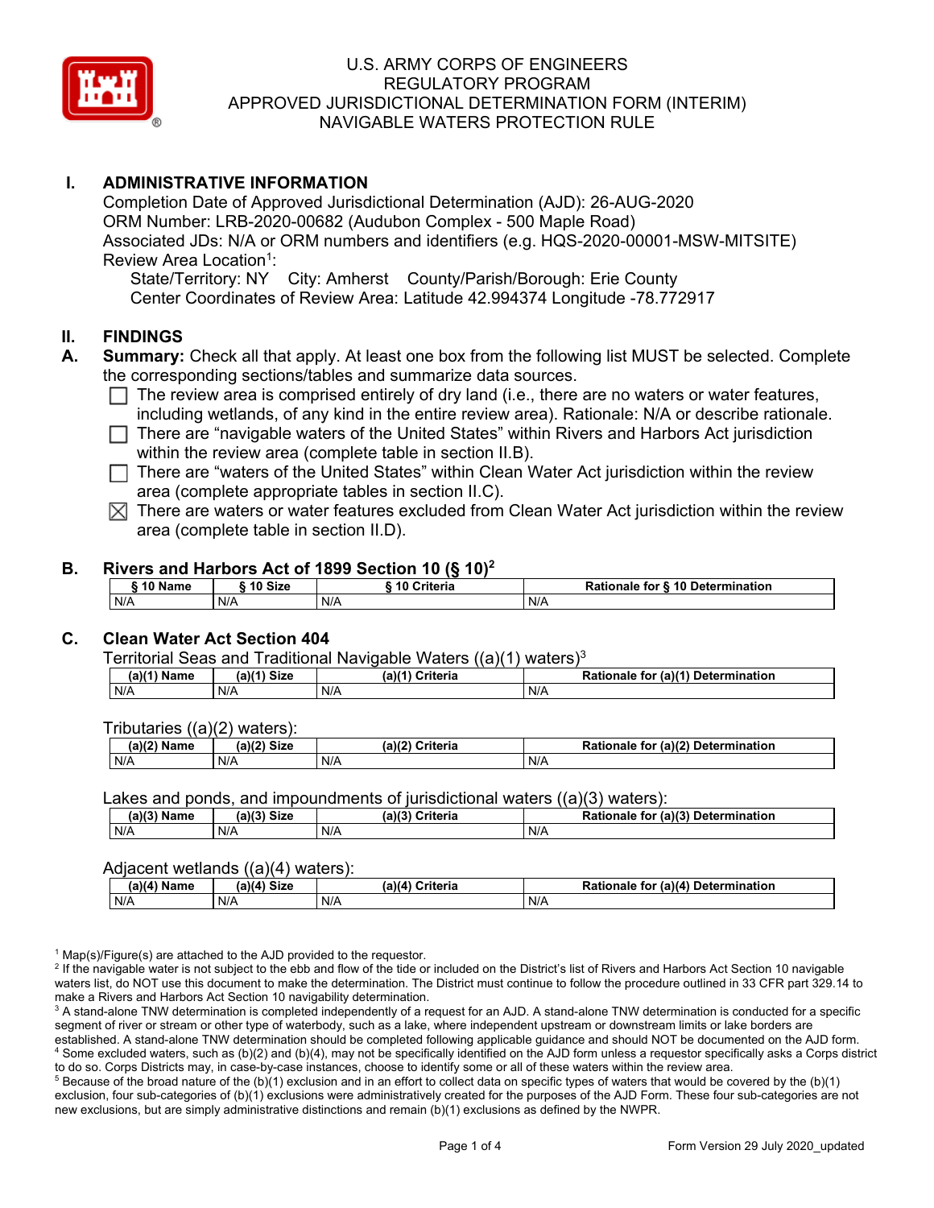U.S. ARMY CORPS OF ENGINEERS
REGULATORY PROGRAM
APPROVED JURISDICTIONAL DETERMINATION FORM (INTERIM)
NAVIGABLE WATERS PROTECTION RULE

## I. ADMINISTRATIVE INFORMATION

Completion Date of Approved Jurisdictional Determination (AJD): 26-AUG-2020
ORM Number: LRB-2020-00682 (Audubon Complex - 500 Maple Road)
Associated JDs: N/A or ORM numbers and identifiers (e.g. HQS-2020-00001-MSW-MITSITE)
Review Area Location[1]:
State/Territory: NY City: Amherst County/Parish/Borough: Erie County
Center Coordinates of Review Area: Latitude 42.994374 Longitude -78.772917

## II. FINDINGS

**A. Summary:** Check all that apply. At least one box from the following list MUST be selected. Complete the corresponding sections/tables and summarize data sources.

- ☐ The review area is comprised entirely of dry land (i.e., there are no waters or water features, including wetlands, of any kind in the entire review area). Rationale: N/A or describe rationale.
- ☐ There are "navigable waters of the United States" within Rivers and Harbors Act jurisdiction within the review area (complete table in section II.B).
- ☐ There are "waters of the United States" within Clean Water Act jurisdiction within the review area (complete appropriate tables in section II.C).
- ☒ There are waters or water features excluded from Clean Water Act jurisdiction within the review area (complete table in section II.D).

**B. Rivers and Harbors Act of 1899 Section 10 (§ 10)[2]**

| § 10 Name | § 10 Size | § 10 Criteria | Rationale for § 10 Determination |
|---|---|---|---|
| N/A | N/A | N/A | N/A |

**C. Clean Water Act Section 404**

Territorial Seas and Traditional Navigable Waters ((a)(1) waters)[3]

| (a)(1) Name | (a)(1) Size | (a)(1) Criteria | Rationale for (a)(1) Determination |
|---|---|---|---|
| N/A | N/A | N/A | N/A |

Tributaries ((a)(2) waters):

| (a)(2) Name | (a)(2) Size | (a)(2) Criteria | Rationale for (a)(2) Determination |
|---|---|---|---|
| N/A | N/A | N/A | N/A |

Lakes and ponds, and impoundments of jurisdictional waters ((a)(3) waters):

| (a)(3) Name | (a)(3) Size | (a)(3) Criteria | Rationale for (a)(3) Determination |
|---|---|---|---|
| N/A | N/A | N/A | N/A |

Adjacent wetlands ((a)(4) waters):

| (a)(4) Name | (a)(4) Size | (a)(4) Criteria | Rationale for (a)(4) Determination |
|---|---|---|---|
| N/A | N/A | N/A | N/A |

[1] Map(s)/Figure(s) are attached to the AJD provided to the requestor.
[2] If the navigable water is not subject to the ebb and flow of the tide or included on the District's list of Rivers and Harbors Act Section 10 navigable waters list, do NOT use this document to make the determination. The District must continue to follow the procedure outlined in 33 CFR part 329.14 to make a Rivers and Harbors Act Section 10 navigability determination.
[3] A stand-alone TNW determination is completed independently of a request for an AJD. A stand-alone TNW determination is conducted for a specific segment of river or stream or other type of waterbody, such as a lake, where independent upstream or downstream limits or lake borders are established. A stand-alone TNW determination should be completed following applicable guidance and should NOT be documented on the AJD form.
[4] Some excluded waters, such as (b)(2) and (b)(4), may not be specifically identified on the AJD form unless a requestor specifically asks a Corps district to do so. Corps Districts may, in case-by-case instances, choose to identify some or all of these waters within the review area.
[5] Because of the broad nature of the (b)(1) exclusion and in an effort to collect data on specific types of waters that would be covered by the (b)(1) exclusion, four sub-categories of (b)(1) exclusions were administratively created for the purposes of the AJD Form. These four sub-categories are not new exclusions, but are simply administrative distinctions and remain (b)(1) exclusions as defined by the NWPR.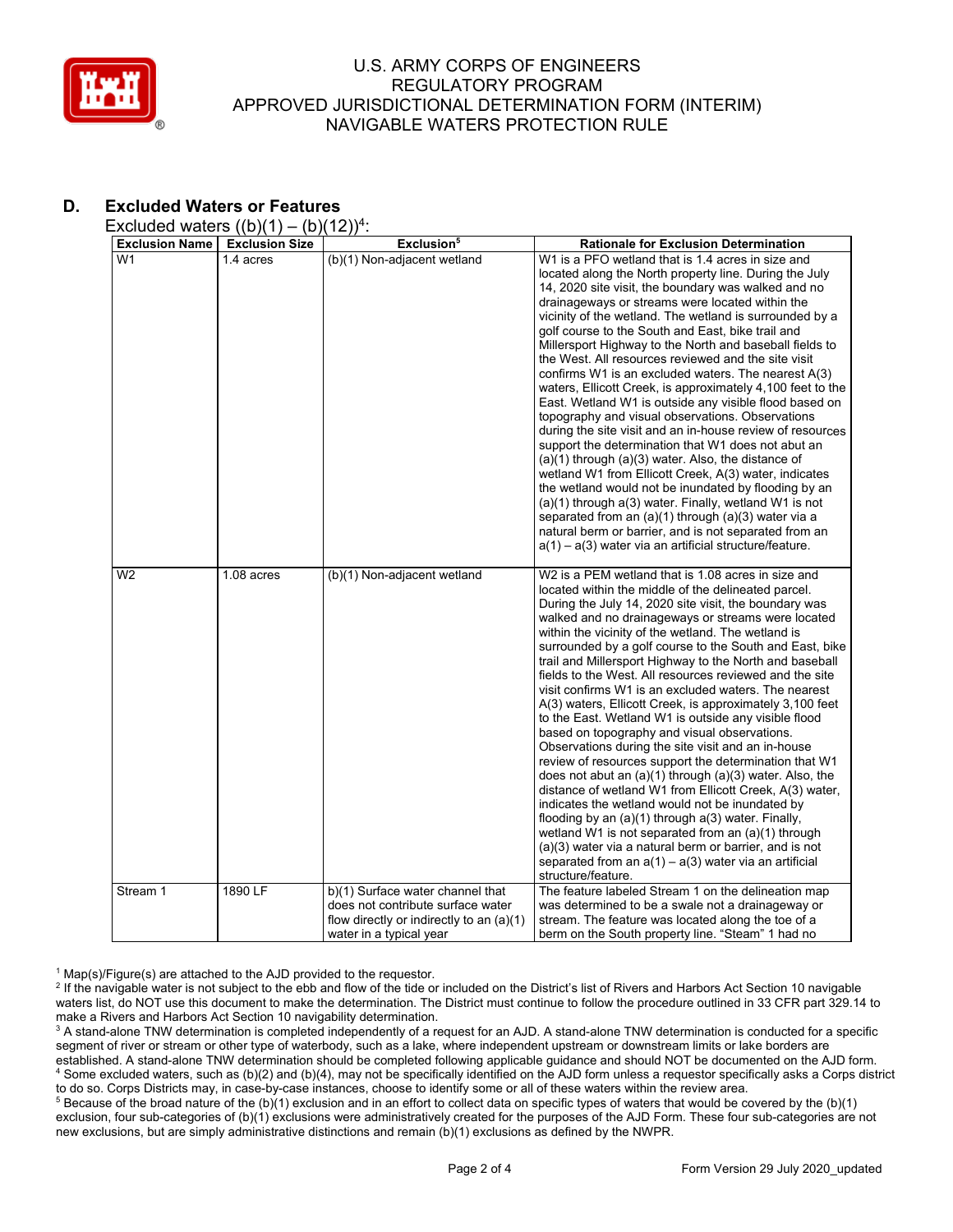## D. Excluded Waters or Features

Excluded waters ((b)(1) – (b)(12))[4]:

| Exclusion Name | Exclusion Size | Exclusion[5] | Rationale for Exclusion Determination |
|---|---|---|---|
| W1 | 1.4 acres | (b)(1) Non-adjacent wetland | W1 is a PFO wetland that is 1.4 acres in size and located along the North property line. During the July 14, 2020 site visit, the boundary was walked and no drainageways or streams were located within the vicinity of the wetland. The wetland is surrounded by a golf course to the South and East, bike trail and Millersport Highway to the North and baseball fields to the West. All resources reviewed and the site visit confirms W1 is an excluded waters. The nearest A(3) waters, Ellicott Creek, is approximately 4,100 feet to the East. Wetland W1 is outside any visible flood based on topography and visual observations. Observations during the site visit and an in-house review of resources support the determination that W1 does not abut an (a)(1) through (a)(3) water. Also, the distance of wetland W1 from Ellicott Creek, A(3) water, indicates the wetland would not be inundated by flooding by an (a)(1) through a(3) water. Finally, wetland W1 is not separated from an (a)(1) through (a)(3) water via a natural berm or barrier, and is not separated from an a(1) – a(3) water via an artificial structure/feature. |
| W2 | 1.08 acres | (b)(1) Non-adjacent wetland | W2 is a PEM wetland that is 1.08 acres in size and located within the middle of the delineated parcel. During the July 14, 2020 site visit, the boundary was walked and no drainageways or streams were located within the vicinity of the wetland. The wetland is surrounded by a golf course to the South and East, bike trail and Millersport Highway to the North and baseball fields to the West. All resources reviewed and the site visit confirms W1 is an excluded waters. The nearest A(3) waters, Ellicott Creek, is approximately 3,100 feet to the East. Wetland W1 is outside any visible flood based on topography and visual observations. Observations during the site visit and an in-house review of resources support the determination that W1 does not abut an (a)(1) through (a)(3) water. Also, the distance of wetland W1 from Ellicott Creek, A(3) water, indicates the wetland would not be inundated by flooding by an (a)(1) through a(3) water. Finally, wetland W1 is not separated from an (a)(1) through (a)(3) water via a natural berm or barrier, and is not separated from an a(1) – a(3) water via an artificial structure/feature. |
| Stream 1 | 1890 LF | b)(1) Surface water channel that does not contribute surface water flow directly or indirectly to an (a)(1) water in a typical year | The feature labeled Stream 1 on the delineation map was determined to be a swale not a drainageway or stream. The feature was located along the toe of a berm on the South property line. "Steam" 1 had no |

[1] Map(s)/Figure(s) are attached to the AJD provided to the requestor.
[2] If the navigable water is not subject to the ebb and flow of the tide or included on the District's list of Rivers and Harbors Act Section 10 navigable waters list, do NOT use this document to make the determination. The District must continue to follow the procedure outlined in 33 CFR part 329.14 to make a Rivers and Harbors Act Section 10 navigability determination.
[3] A stand-alone TNW determination is completed independently of a request for an AJD. A stand-alone TNW determination is conducted for a specific segment of river or stream or other type of waterbody, such as a lake, where independent upstream or downstream limits or lake borders are established. A stand-alone TNW determination should be completed following applicable guidance and should NOT be documented on the AJD form.
[4] Some excluded waters, such as (b)(2) and (b)(4), may not be specifically identified on the AJD form unless a requestor specifically asks a Corps district to do so. Corps Districts may, in case-by-case instances, choose to identify some or all of these waters within the review area.
[5] Because of the broad nature of the (b)(1) exclusion and in an effort to collect data on specific types of waters that would be covered by the (b)(1) exclusion, four sub-categories of (b)(1) exclusions were administratively created for the purposes of the AJD Form. These four sub-categories are not new exclusions, but are simply administrative distinctions and remain (b)(1) exclusions as defined by the NWPR.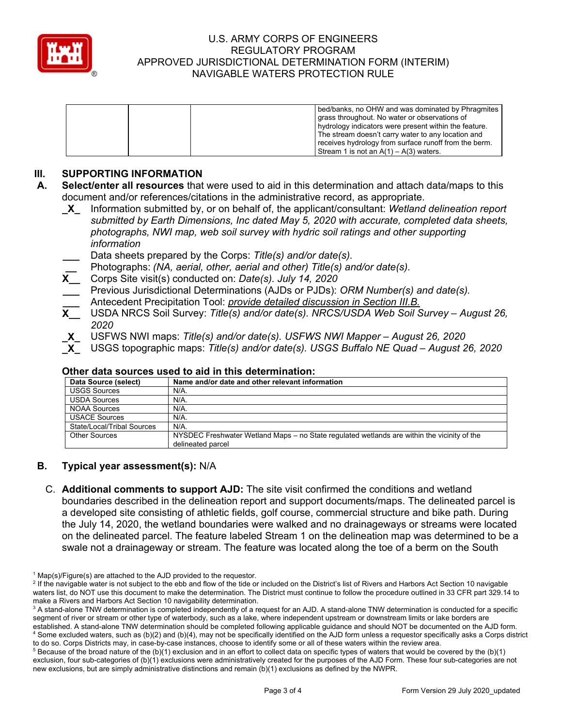|  |  |  | bed/banks, no OHW and was dominated by Phragmites grass throughout. No water or observations of hydrology indicators were present within the feature. The stream doesn't carry water to any location and receives hydrology from surface runoff from the berm. Stream 1 is not an A(1) – A(3) waters. |
|---|---|---|---|

## III. SUPPORTING INFORMATION

**A. Select/enter all resources** that were used to aid in this determination and attach data/maps to this document and/or references/citations in the administrative record, as appropriate.

- _X_ Information submitted by, or on behalf of, the applicant/consultant: *Wetland delineation report submitted by Earth Dimensions, Inc dated May 5, 2020 with accurate, completed data sheets, photographs, NWI map, web soil survey with hydric soil ratings and other supporting information*
- ___ Data sheets prepared by the Corps: *Title(s) and/or date(s).*
- __ Photographs: *(NA, aerial, other, aerial and other) Title(s) and/or date(s).*
- X__ Corps Site visit(s) conducted on: *Date(s). July 14, 2020*
- ___ Previous Jurisdictional Determinations (AJDs or PJDs): *ORM Number(s) and date(s).*
- ___ Antecedent Precipitation Tool: *provide detailed discussion in Section III.B.*
- X__ USDA NRCS Soil Survey: *Title(s) and/or date(s). NRCS/USDA Web Soil Survey – August 26, 2020*
- _X_ USFWS NWI maps: *Title(s) and/or date(s). USFWS NWI Mapper – August 26, 2020*
- _X_ USGS topographic maps: *Title(s) and/or date(s). USGS Buffalo NE Quad – August 26, 2020*

### Other data sources used to aid in this determination:

| Data Source (select) | Name and/or date and other relevant information |
|---|---|
| USGS Sources | N/A. |
| USDA Sources | N/A. |
| NOAA Sources | N/A. |
| USACE Sources | N/A. |
| State/Local/Tribal Sources | N/A. |
| Other Sources | NYSDEC Freshwater Wetland Maps – no State regulated wetlands are within the vicinity of the delineated parcel |

**B. Typical year assessment(s):** N/A

C. **Additional comments to support AJD:** The site visit confirmed the conditions and wetland boundaries described in the delineation report and support documents/maps. The delineated parcel is a developed site consisting of athletic fields, golf course, commercial structure and bike path. During the July 14, 2020, the wetland boundaries were walked and no drainageways or streams were located on the delineated parcel. The feature labeled Stream 1 on the delineation map was determined to be a swale not a drainageway or stream. The feature was located along the toe of a berm on the South

---

[1] Map(s)/Figure(s) are attached to the AJD provided to the requestor.

[2] If the navigable water is not subject to the ebb and flow of the tide or included on the District's list of Rivers and Harbors Act Section 10 navigable waters list, do NOT use this document to make the determination. The District must continue to follow the procedure outlined in 33 CFR part 329.14 to make a Rivers and Harbors Act Section 10 navigability determination.

[3] A stand-alone TNW determination is completed independently of a request for an AJD. A stand-alone TNW determination is conducted for a specific segment of river or stream or other type of waterbody, such as a lake, where independent upstream or downstream limits or lake borders are established. A stand-alone TNW determination should be completed following applicable guidance and should NOT be documented on the AJD form.

[4] Some excluded waters, such as (b)(2) and (b)(4), may not be specifically identified on the AJD form unless a requestor specifically asks a Corps district to do so. Corps Districts may, in case-by-case instances, choose to identify some or all of these waters within the review area.

[5] Because of the broad nature of the (b)(1) exclusion and in an effort to collect data on specific types of waters that would be covered by the (b)(1) exclusion, four sub-categories of (b)(1) exclusions were administratively created for the purposes of the AJD Form. These four sub-categories are not new exclusions, but are simply administrative distinctions and remain (b)(1) exclusions as defined by the NWPR.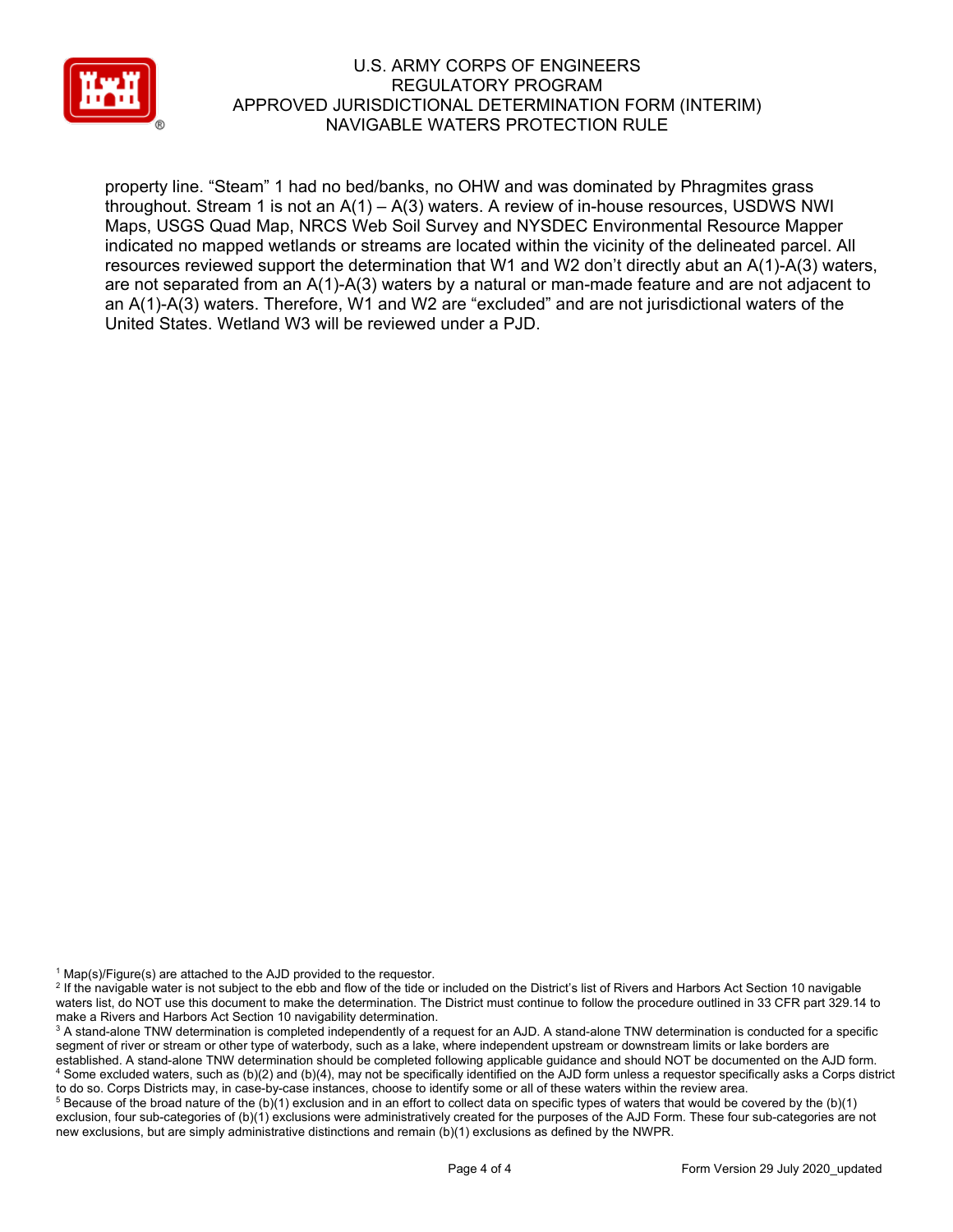property line. “Steam” 1 had no bed/banks, no OHW and was dominated by Phragmites grass throughout. Stream 1 is not an A(1) – A(3) waters. A review of in-house resources, USDWS NWI Maps, USGS Quad Map, NRCS Web Soil Survey and NYSDEC Environmental Resource Mapper indicated no mapped wetlands or streams are located within the vicinity of the delineated parcel. All resources reviewed support the determination that W1 and W2 don’t directly abut an A(1)-A(3) waters, are not separated from an A(1)-A(3) waters by a natural or man-made feature and are not adjacent to an A(1)-A(3) waters. Therefore, W1 and W2 are “excluded” and are not jurisdictional waters of the United States. Wetland W3 will be reviewed under a PJD.

[1] Map(s)/Figure(s) are attached to the AJD provided to the requestor.

[2] If the navigable water is not subject to the ebb and flow of the tide or included on the District’s list of Rivers and Harbors Act Section 10 navigable waters list, do NOT use this document to make the determination. The District must continue to follow the procedure outlined in 33 CFR part 329.14 to make a Rivers and Harbors Act Section 10 navigability determination.

[3] A stand-alone TNW determination is completed independently of a request for an AJD. A stand-alone TNW determination is conducted for a specific segment of river or stream or other type of waterbody, such as a lake, where independent upstream or downstream limits or lake borders are established. A stand-alone TNW determination should be completed following applicable guidance and should NOT be documented on the AJD form.

[4] Some excluded waters, such as (b)(2) and (b)(4), may not be specifically identified on the AJD form unless a requestor specifically asks a Corps district to do so. Corps Districts may, in case-by-case instances, choose to identify some or all of these waters within the review area.

[5] Because of the broad nature of the (b)(1) exclusion and in an effort to collect data on specific types of waters that would be covered by the (b)(1) exclusion, four sub-categories of (b)(1) exclusions were administratively created for the purposes of the AJD Form. These four sub-categories are not new exclusions, but are simply administrative distinctions and remain (b)(1) exclusions as defined by the NWPR.